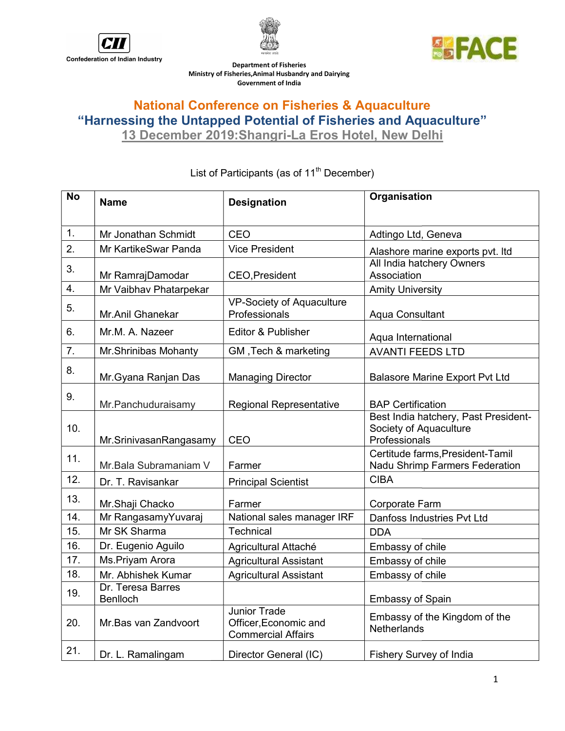Confederation of Indian Industry

Department of Fisheries
Ministry of Fisheries,Animal Husbandry and Dairying
Government of India

FACE

# National Conference on Fisheries & Aquaculture

## "Harnessing the Untapped Potential of Fisheries and Aquaculture"

### 13 December 2019:Shangri-La Eros Hotel, New Delhi

List of Participants (as of 11th December)

| No | Name | Designation | Organisation |
|---|---|---|---|
| 1. | Mr Jonathan Schmidt | CEO | Adtingo Ltd, Geneva |
| 2. | Mr KartikeSwar Panda | Vice President | Alashore marine exports pvt. ltd |
| 3. | Mr RamrajDamodar | CEO,President | All India hatchery Owners Association |
| 4. | Mr Vaibhav Phatarpekar | | Amity University |
| 5. | Mr.Anil Ghanekar | VP-Society of Aquaculture Professionals | Aqua Consultant |
| 6. | Mr.M. A. Nazeer | Editor & Publisher | Aqua International |
| 7. | Mr.Shrinibas Mohanty | GM ,Tech & marketing | AVANTI FEEDS LTD |
| 8. | Mr.Gyana Ranjan Das | Managing Director | Balasore Marine Export Pvt Ltd |
| 9. | Mr.Panchuduraisamy | Regional Representative | BAP Certification |
| 10. | Mr.SrinivasanRangasamy | CEO | Best India hatchery, Past President-Society of Aquaculture Professionals |
| 11. | Mr.Bala Subramaniam V | Farmer | Certitude farms,President-Tamil Nadu Shrimp Farmers Federation |
| 12. | Dr. T. Ravisankar | Principal Scientist | CIBA |
| 13. | Mr.Shaji Chacko | Farmer | Corporate Farm |
| 14. | Mr RangasamyYuvaraj | National sales manager IRF | Danfoss Industries Pvt Ltd |
| 15. | Mr SK Sharma | Technical | DDA |
| 16. | Dr. Eugenio Aguilo | Agricultural Attaché | Embassy of chile |
| 17. | Ms.Priyam Arora | Agricultural Assistant | Embassy of chile |
| 18. | Mr. Abhishek Kumar | Agricultural Assistant | Embassy of chile |
| 19. | Dr. Teresa Barres Benlloch | | Embassy of Spain |
| 20. | Mr.Bas van Zandvoort | Junior Trade Officer,Economic and Commercial Affairs | Embassy of the Kingdom of the Netherlands |
| 21. | Dr. L. Ramalingam | Director General (IC) | Fishery Survey of India |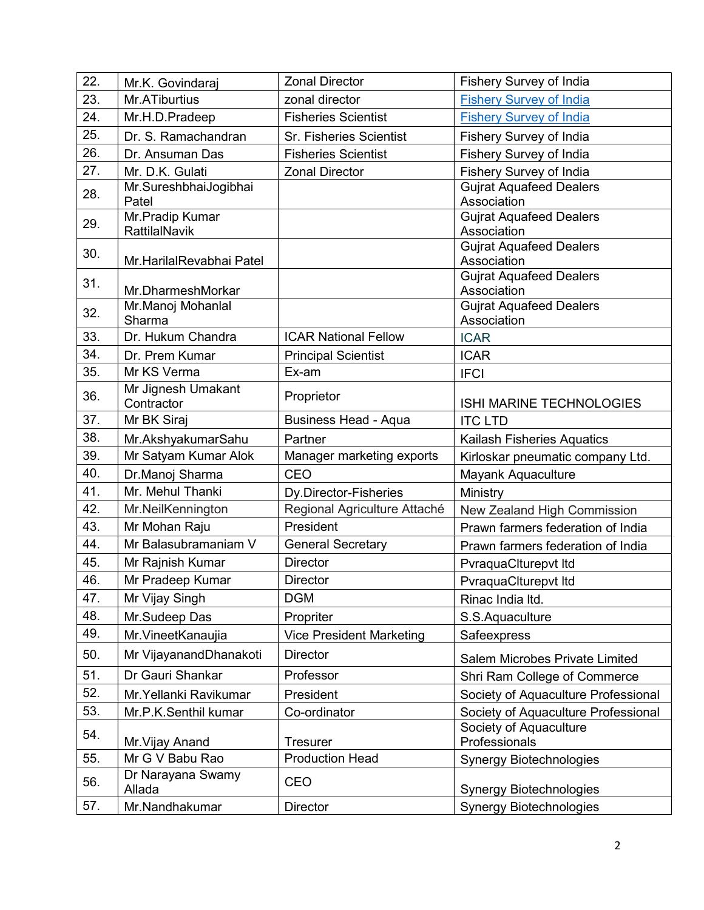| 22. | Mr.K. Govindaraj | Zonal Director | Fishery Survey of India |
|---|---|---|---|
| 23. | Mr.ATiburtius | zonal director | Fishery Survey of India |
| 24. | Mr.H.D.Pradeep | Fisheries Scientist | Fishery Survey of India |
| 25. | Dr. S. Ramachandran | Sr. Fisheries Scientist | Fishery Survey of India |
| 26. | Dr. Ansuman Das | Fisheries Scientist | Fishery Survey of India |
| 27. | Mr. D.K. Gulati | Zonal Director | Fishery Survey of India |
| 28. | Mr.SureshbhaiJogibhai Patel | | Gujrat Aquafeed Dealers Association |
| 29. | Mr.Pradip Kumar RattilalNavik | | Gujrat Aquafeed Dealers Association |
| 30. | Mr.HarilalRevabhai Patel | | Gujrat Aquafeed Dealers Association |
| 31. | Mr.DharmeshMorkar | | Gujrat Aquafeed Dealers Association |
| 32. | Mr.Manoj Mohanlal Sharma | | Gujrat Aquafeed Dealers Association |
| 33. | Dr. Hukum Chandra | ICAR National Fellow | ICAR |
| 34. | Dr. Prem Kumar | Principal Scientist | ICAR |
| 35. | Mr KS Verma | Ex-am | IFCI |
| 36. | Mr Jignesh Umakant Contractor | Proprietor | ISHI MARINE TECHNOLOGIES |
| 37. | Mr BK Siraj | Business Head - Aqua | ITC LTD |
| 38. | Mr.AkshyakumarSahu | Partner | Kailash Fisheries Aquatics |
| 39. | Mr Satyam Kumar Alok | Manager marketing exports | Kirloskar pneumatic company Ltd. |
| 40. | Dr.Manoj Sharma | CEO | Mayank Aquaculture |
| 41. | Mr. Mehul Thanki | Dy.Director-Fisheries | Ministry |
| 42. | Mr.NeilKennington | Regional Agriculture Attaché | New Zealand High Commission |
| 43. | Mr Mohan Raju | President | Prawn farmers federation of India |
| 44. | Mr Balasubramaniam V | General Secretary | Prawn farmers federation of India |
| 45. | Mr Rajnish Kumar | Director | PvraquaClturepvt ltd |
| 46. | Mr Pradeep Kumar | Director | PvraquaClturepvt ltd |
| 47. | Mr Vijay Singh | DGM | Rinac India ltd. |
| 48. | Mr.Sudeep Das | Propriter | S.S.Aquaculture |
| 49. | Mr.VineetKanaujia | Vice President Marketing | Safeexpress |
| 50. | Mr VijayanandDhanakoti | Director | Salem Microbes Private Limited |
| 51. | Dr Gauri Shankar | Professor | Shri Ram College of Commerce |
| 52. | Mr.Yellanki Ravikumar | President | Society of Aquaculture Professional |
| 53. | Mr.P.K.Senthil kumar | Co-ordinator | Society of Aquaculture Professional |
| 54. | Mr.Vijay Anand | Tresurer | Society of Aquaculture Professionals |
| 55. | Mr G V Babu Rao | Production Head | Synergy Biotechnologies |
| 56. | Dr Narayana Swamy Allada | CEO | Synergy Biotechnologies |
| 57. | Mr.Nandhakumar | Director | Synergy Biotechnologies |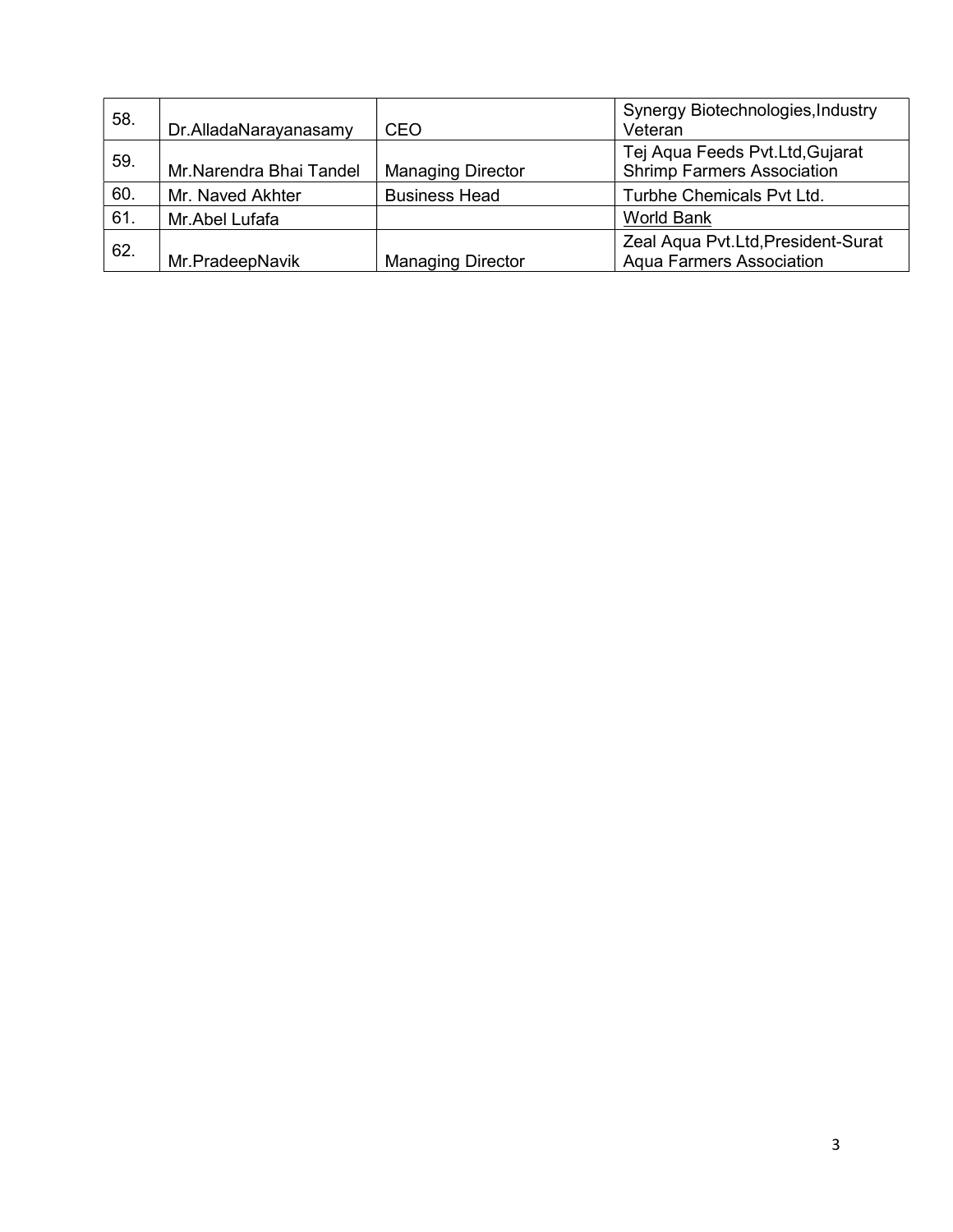| | | | |
|---|---|---|---|
| 58. | Dr.AlladaNarayanasamy | CEO | Synergy Biotechnologies,Industry Veteran |
| 59. | Mr.Narendra Bhai Tandel | Managing Director | Tej Aqua Feeds Pvt.Ltd,Gujarat Shrimp Farmers Association |
| 60. | Mr. Naved Akhter | Business Head | Turbhe Chemicals Pvt Ltd. |
| 61. | Mr.Abel Lufafa | | World Bank |
| 62. | Mr.PradeepNavik | Managing Director | Zeal Aqua Pvt.Ltd,President-Surat Aqua Farmers Association |